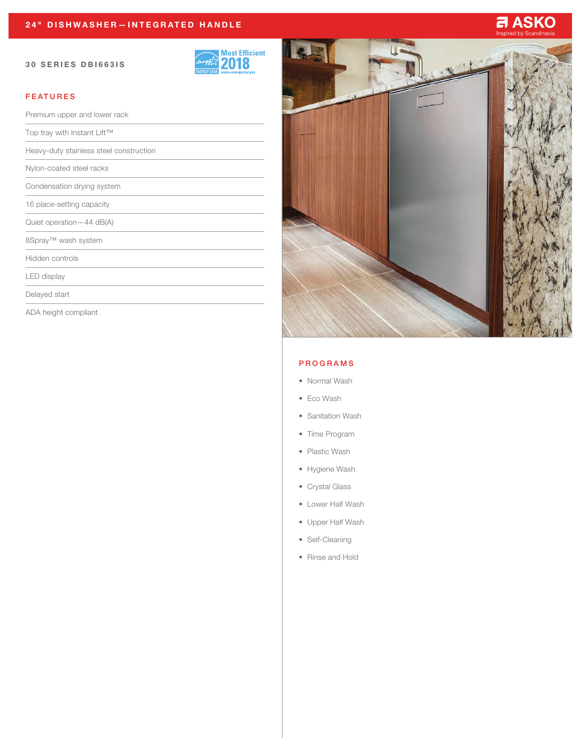# 24" DISHWASHER—INTEGRATED HANDLE

ASKO
Inspired by Scandinavia

## 30 SERIES DBI663IS

Most Efficient 2018
ENERGY STAR
www.energystar.gov

## FEATURES

- Premium upper and lower rack
- Top tray with Instant Lift™
- Heavy-duty stainless steel construction
- Nylon-coated steel racks
- Condensation drying system
- 16 place-setting capacity
- Quiet operation—44 dB(A)
- 8Spray™ wash system
- Hidden controls
- LED display
- Delayed start
- ADA height compliant

## PROGRAMS

- Normal Wash
- Eco Wash
- Sanitation Wash
- Time Program
- Plastic Wash
- Hygiene Wash
- Crystal Glass
- Lower Half Wash
- Upper Half Wash
- Self-Cleaning
- Rinse and Hold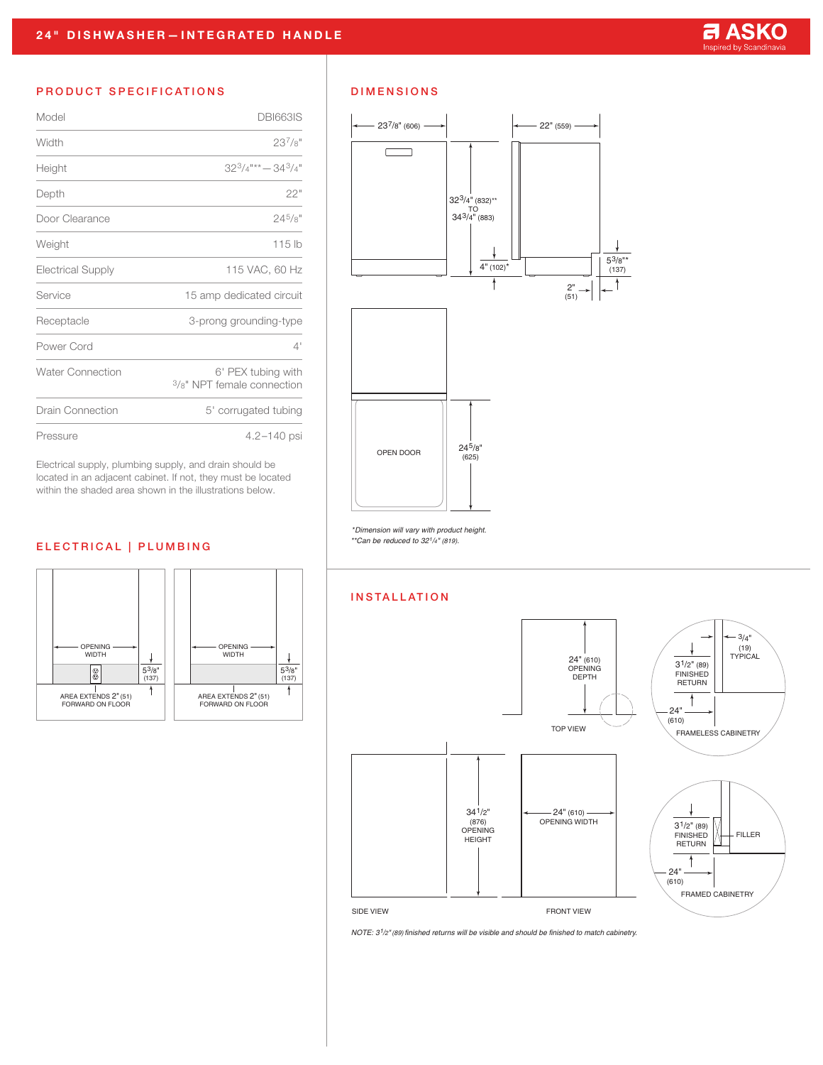# 24" DISHWASHER—INTEGRATED HANDLE

ASKO
Inspired by Scandinavia

## PRODUCT SPECIFICATIONS

| | |
|---|---|
| Model | DBI663IS |
| Width | 23 7/8" |
| Height | 32 3/4"** — 34 3/4" |
| Depth | 22" |
| Door Clearance | 24 5/8" |
| Weight | 115 lb |
| Electrical Supply | 115 VAC, 60 Hz |
| Service | 15 amp dedicated circuit |
| Receptacle | 3-prong grounding-type |
| Power Cord | 4' |
| Water Connection | 6' PEX tubing with 3/8" NPT female connection |
| Drain Connection | 5' corrugated tubing |
| Pressure | 4.2–140 psi |

Electrical supply, plumbing supply, and drain should be located in an adjacent cabinet. If not, they must be located within the shaded area shown in the illustrations below.

## ELECTRICAL | PLUMBING

OPENING WIDTH
5 3/8" (137)
AREA EXTENDS 2" (51) FORWARD ON FLOOR

OPENING WIDTH
5 3/8" (137)
AREA EXTENDS 2" (51) FORWARD ON FLOOR

## DIMENSIONS

23 7/8" (606)
22" (559)
32 3/4" (832)** TO 34 3/4" (883)
4" (102)*
5 3/8"** (137)
2" (51)
OPEN DOOR
24 5/8" (625)

*\*Dimension will vary with product height.*
*\*\*Can be reduced to 32 1/4" (819).*

## INSTALLATION

24" (610) OPENING DEPTH
TOP VIEW

3/4" (19) TYPICAL
3 1/2" (89) FINISHED RETURN
24" (610)
FRAMELESS CABINETRY

34 1/2" (876) OPENING HEIGHT
24" (610) OPENING WIDTH
SIDE VIEW
FRONT VIEW

3 1/2" (89) FINISHED RETURN
FILLER
24" (610)
FRAMED CABINETRY

*NOTE: 3 1/2" (89) finished returns will be visible and should be finished to match cabinetry.*